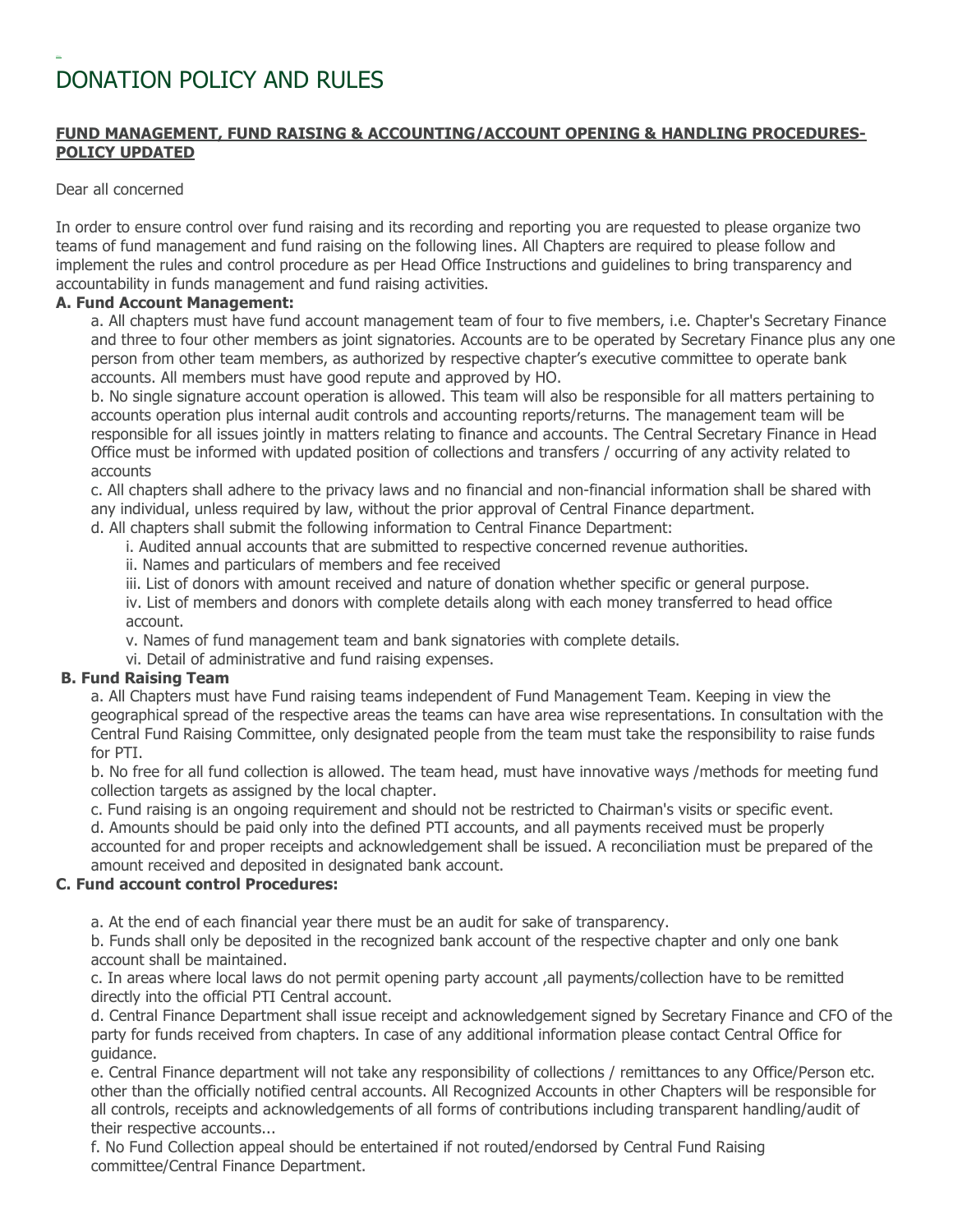# DONATION POLICY AND RULES

**FUND MANAGEMENT, FUND RAISING & ACCOUNTING/ACCOUNT OPENING & HANDLING PROCEDURES-POLICY UPDATED**

Dear all concerned

In order to ensure control over fund raising and its recording and reporting you are requested to please organize two teams of fund management and fund raising on the following lines. All Chapters are required to please follow and implement the rules and control procedure as per Head Office Instructions and guidelines to bring transparency and accountability in funds management and fund raising activities.

**A. Fund Account Management:**

a. All chapters must have fund account management team of four to five members, i.e. Chapter's Secretary Finance and three to four other members as joint signatories. Accounts are to be operated by Secretary Finance plus any one person from other team members, as authorized by respective chapter's executive committee to operate bank accounts. All members must have good repute and approved by HO.

b. No single signature account operation is allowed. This team will also be responsible for all matters pertaining to accounts operation plus internal audit controls and accounting reports/returns. The management team will be responsible for all issues jointly in matters relating to finance and accounts. The Central Secretary Finance in Head Office must be informed with updated position of collections and transfers / occurring of any activity related to accounts

c. All chapters shall adhere to the privacy laws and no financial and non-financial information shall be shared with any individual, unless required by law, without the prior approval of Central Finance department.

d. All chapters shall submit the following information to Central Finance Department:

i. Audited annual accounts that are submitted to respective concerned revenue authorities.

ii. Names and particulars of members and fee received

iii. List of donors with amount received and nature of donation whether specific or general purpose.

iv. List of members and donors with complete details along with each money transferred to head office account.

v. Names of fund management team and bank signatories with complete details.

vi. Detail of administrative and fund raising expenses.

**B. Fund Raising Team**

a. All Chapters must have Fund raising teams independent of Fund Management Team. Keeping in view the geographical spread of the respective areas the teams can have area wise representations. In consultation with the Central Fund Raising Committee, only designated people from the team must take the responsibility to raise funds for PTI.

b. No free for all fund collection is allowed. The team head, must have innovative ways /methods for meeting fund collection targets as assigned by the local chapter.

c. Fund raising is an ongoing requirement and should not be restricted to Chairman's visits or specific event.

d. Amounts should be paid only into the defined PTI accounts, and all payments received must be properly accounted for and proper receipts and acknowledgement shall be issued. A reconciliation must be prepared of the amount received and deposited in designated bank account.

**C. Fund account control Procedures:**

a. At the end of each financial year there must be an audit for sake of transparency.

b. Funds shall only be deposited in the recognized bank account of the respective chapter and only one bank account shall be maintained.

c. In areas where local laws do not permit opening party account ,all payments/collection have to be remitted directly into the official PTI Central account.

d. Central Finance Department shall issue receipt and acknowledgement signed by Secretary Finance and CFO of the party for funds received from chapters. In case of any additional information please contact Central Office for guidance.

e. Central Finance department will not take any responsibility of collections / remittances to any Office/Person etc. other than the officially notified central accounts. All Recognized Accounts in other Chapters will be responsible for all controls, receipts and acknowledgements of all forms of contributions including transparent handling/audit of their respective accounts...

f. No Fund Collection appeal should be entertained if not routed/endorsed by Central Fund Raising committee/Central Finance Department.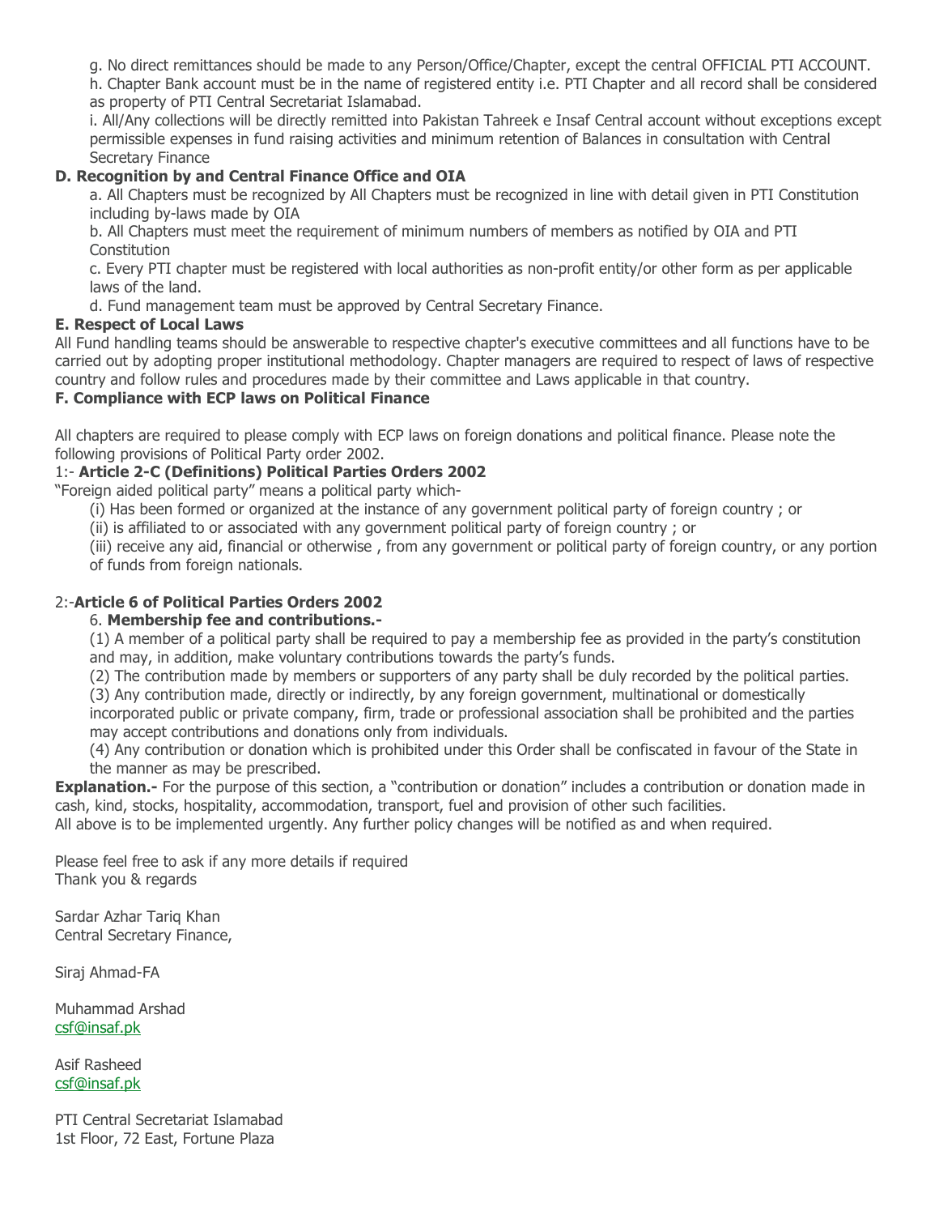g. No direct remittances should be made to any Person/Office/Chapter, except the central OFFICIAL PTI ACCOUNT.

h. Chapter Bank account must be in the name of registered entity i.e. PTI Chapter and all record shall be considered as property of PTI Central Secretariat Islamabad.

i. All/Any collections will be directly remitted into Pakistan Tahreek e Insaf Central account without exceptions except permissible expenses in fund raising activities and minimum retention of Balances in consultation with Central Secretary Finance

**D. Recognition by and Central Finance Office and OIA**

a. All Chapters must be recognized by All Chapters must be recognized in line with detail given in PTI Constitution including by-laws made by OIA

b. All Chapters must meet the requirement of minimum numbers of members as notified by OIA and PTI Constitution

c. Every PTI chapter must be registered with local authorities as non-profit entity/or other form as per applicable laws of the land.

d. Fund management team must be approved by Central Secretary Finance.

**E. Respect of Local Laws**

All Fund handling teams should be answerable to respective chapter's executive committees and all functions have to be carried out by adopting proper institutional methodology. Chapter managers are required to respect of laws of respective country and follow rules and procedures made by their committee and Laws applicable in that country.

**F. Compliance with ECP laws on Political Finance**

All chapters are required to please comply with ECP laws on foreign donations and political finance. Please note the following provisions of Political Party order 2002.

1:- **Article 2-C (Definitions) Political Parties Orders 2002**

"Foreign aided political party" means a political party which-

(i) Has been formed or organized at the instance of any government political party of foreign country ; or

(ii) is affiliated to or associated with any government political party of foreign country ; or

(iii) receive any aid, financial or otherwise , from any government or political party of foreign country, or any portion of funds from foreign nationals.

2:-**Article 6 of Political Parties Orders 2002**

6. **Membership fee and contributions.-**

(1) A member of a political party shall be required to pay a membership fee as provided in the party's constitution and may, in addition, make voluntary contributions towards the party's funds.

(2) The contribution made by members or supporters of any party shall be duly recorded by the political parties.

(3) Any contribution made, directly or indirectly, by any foreign government, multinational or domestically incorporated public or private company, firm, trade or professional association shall be prohibited and the parties may accept contributions and donations only from individuals.

(4) Any contribution or donation which is prohibited under this Order shall be confiscated in favour of the State in the manner as may be prescribed.

**Explanation.-** For the purpose of this section, a "contribution or donation" includes a contribution or donation made in cash, kind, stocks, hospitality, accommodation, transport, fuel and provision of other such facilities.

All above is to be implemented urgently. Any further policy changes will be notified as and when required.

Please feel free to ask if any more details if required
Thank you & regards

Sardar Azhar Tariq Khan
Central Secretary Finance,

Siraj Ahmad-FA

Muhammad Arshad
csf@insaf.pk

Asif Rasheed
csf@insaf.pk

PTI Central Secretariat Islamabad
1st Floor, 72 East, Fortune Plaza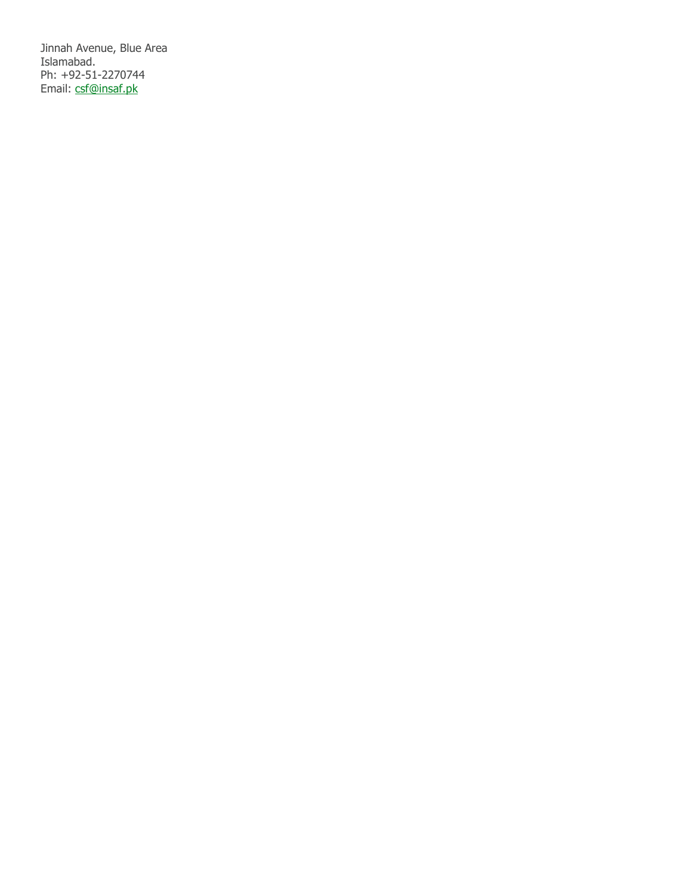Jinnah Avenue, Blue Area
Islamabad.
Ph: +92-51-2270744
Email: csf@insaf.pk